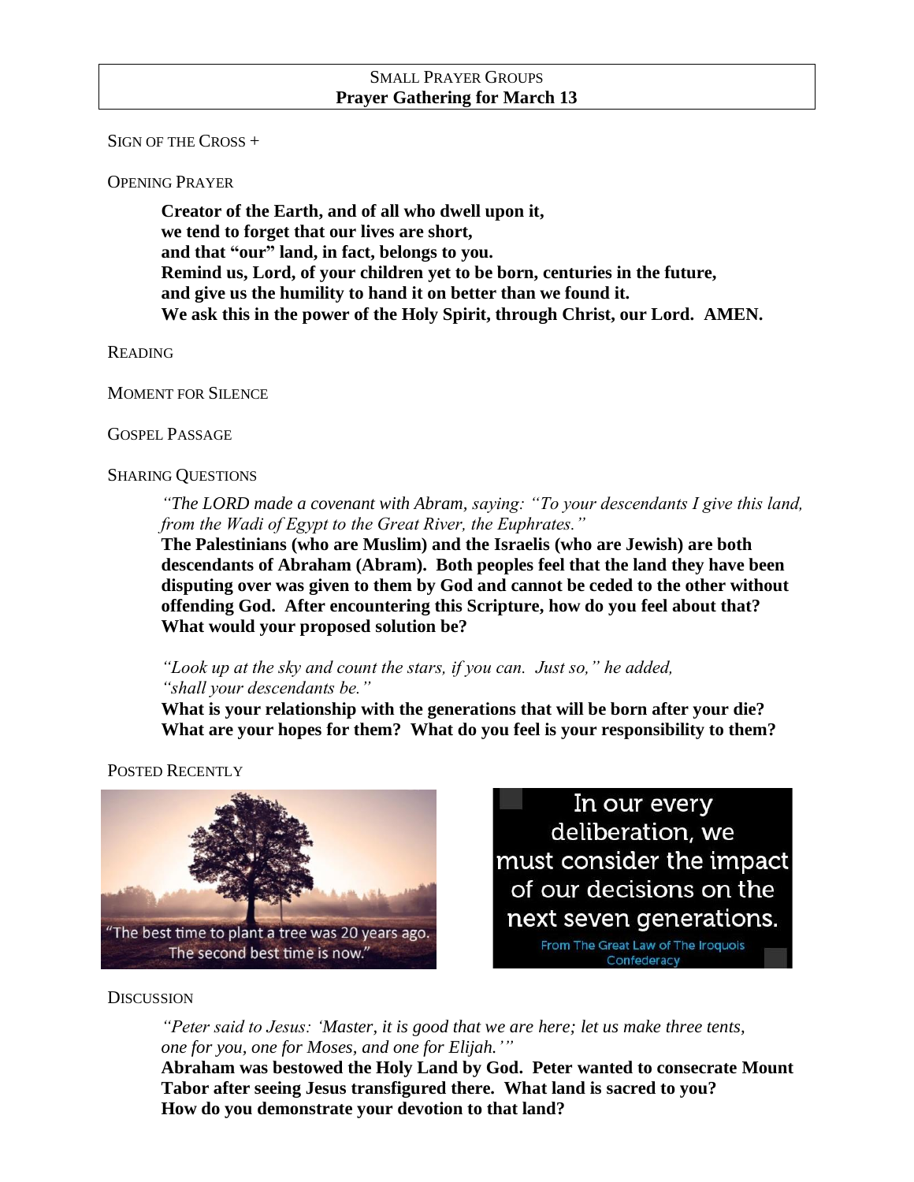## SMALL PRAYER GROUPS
## Prayer Gathering for March 13

SIGN OF THE CROSS +

OPENING PRAYER

**Creator of the Earth, and of all who dwell upon it,**
**we tend to forget that our lives are short,**
**and that "our" land, in fact, belongs to you.**
**Remind us, Lord, of your children yet to be born, centuries in the future,**
**and give us the humility to hand it on better than we found it.**
**We ask this in the power of the Holy Spirit, through Christ, our Lord. AMEN.**

READING

MOMENT FOR SILENCE

GOSPEL PASSAGE

SHARING QUESTIONS

*"The LORD made a covenant with Abram, saying: "To your descendants I give this land, from the Wadi of Egypt to the Great River, the Euphrates."*

**The Palestinians (who are Muslim) and the Israelis (who are Jewish) are both descendants of Abraham (Abram). Both peoples feel that the land they have been disputing over was given to them by God and cannot be ceded to the other without offending God. After encountering this Scripture, how do you feel about that? What would your proposed solution be?**

*"Look up at the sky and count the stars, if you can. Just so," he added, "shall your descendants be."*

**What is your relationship with the generations that will be born after your die? What are your hopes for them? What do you feel is your responsibility to them?**

POSTED RECENTLY

"The best time to plant a tree was 20 years ago. The second best time is now."

In our every deliberation, we must consider the impact of our decisions on the next seven generations.
From The Great Law of The Iroquois Confederacy

DISCUSSION

*"Peter said to Jesus: 'Master, it is good that we are here; let us make three tents, one for you, one for Moses, and one for Elijah.'"*

**Abraham was bestowed the Holy Land by God. Peter wanted to consecrate Mount Tabor after seeing Jesus transfigured there. What land is sacred to you? How do you demonstrate your devotion to that land?**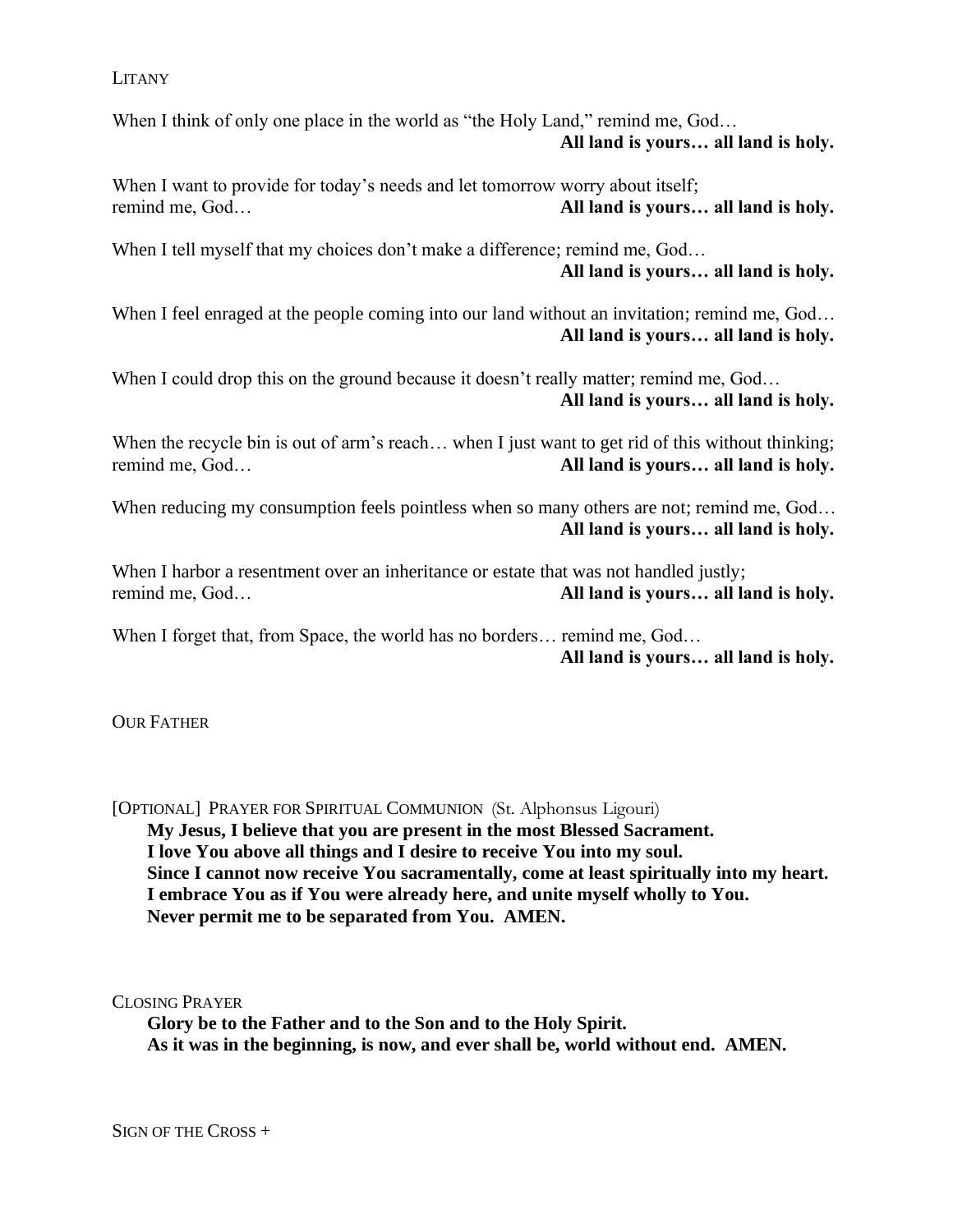Litany

When I think of only one place in the world as "the Holy Land," remind me, God…
**All land is yours… all land is holy.**

When I want to provide for today's needs and let tomorrow worry about itself; remind me, God… **All land is yours… all land is holy.**

When I tell myself that my choices don't make a difference; remind me, God…
**All land is yours… all land is holy.**

When I feel enraged at the people coming into our land without an invitation; remind me, God…
**All land is yours… all land is holy.**

When I could drop this on the ground because it doesn't really matter; remind me, God…
**All land is yours… all land is holy.**

When the recycle bin is out of arm's reach… when I just want to get rid of this without thinking; remind me, God… **All land is yours… all land is holy.**

When reducing my consumption feels pointless when so many others are not; remind me, God…
**All land is yours… all land is holy.**

When I harbor a resentment over an inheritance or estate that was not handled justly; remind me, God… **All land is yours… all land is holy.**

When I forget that, from Space, the world has no borders… remind me, God…
**All land is yours… all land is holy.**

Our Father

[Optional] Prayer for Spiritual Communion (St. Alphonsus Ligouri)

> **My Jesus, I believe that you are present in the most Blessed Sacrament.**
> **I love You above all things and I desire to receive You into my soul.**
> **Since I cannot now receive You sacramentally, come at least spiritually into my heart.**
> **I embrace You as if You were already here, and unite myself wholly to You.**
> **Never permit me to be separated from You. AMEN.**

Closing Prayer

> **Glory be to the Father and to the Son and to the Holy Spirit.**
> **As it was in the beginning, is now, and ever shall be, world without end. AMEN.**

Sign of the Cross +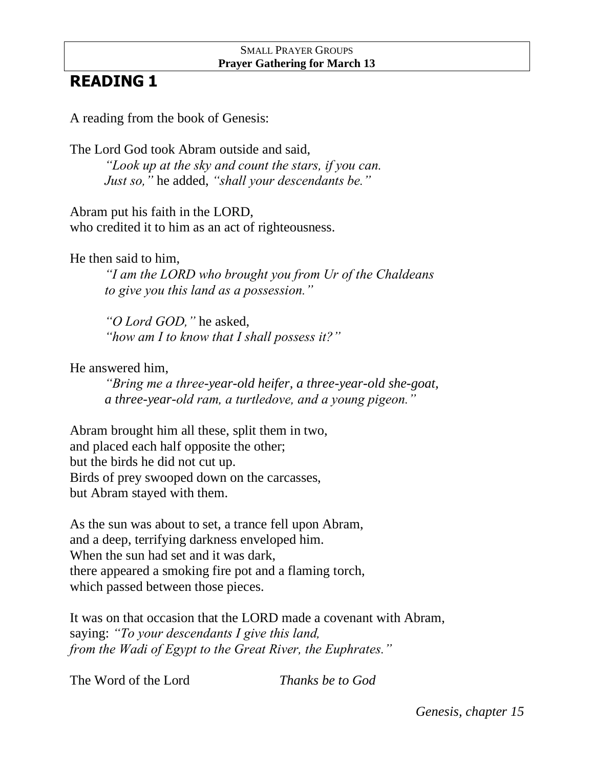SMALL PRAYER GROUPS
**Prayer Gathering for March 13**

# READING 1

A reading from the book of Genesis:

The Lord God took Abram outside and said,
*"Look up at the sky and count the stars, if you can.*
*Just so,"* he added, *"shall your descendants be."*

Abram put his faith in the LORD,
who credited it to him as an act of righteousness.

He then said to him,
*"I am the LORD who brought you from Ur of the Chaldeans*
*to give you this land as a possession."*

*"O Lord GOD,"* he asked,
*"how am I to know that I shall possess it?"*

He answered him,
*"Bring me a three-year-old heifer, a three-year-old she-goat,*
*a three-year-old ram, a turtledove, and a young pigeon."*

Abram brought him all these, split them in two,
and placed each half opposite the other;
but the birds he did not cut up.
Birds of prey swooped down on the carcasses,
but Abram stayed with them.

As the sun was about to set, a trance fell upon Abram,
and a deep, terrifying darkness enveloped him.
When the sun had set and it was dark,
there appeared a smoking fire pot and a flaming torch,
which passed between those pieces.

It was on that occasion that the LORD made a covenant with Abram,
saying: *"To your descendants I give this land,*
*from the Wadi of Egypt to the Great River, the Euphrates."*

The Word of the Lord *Thanks be to God*

*Genesis, chapter 15*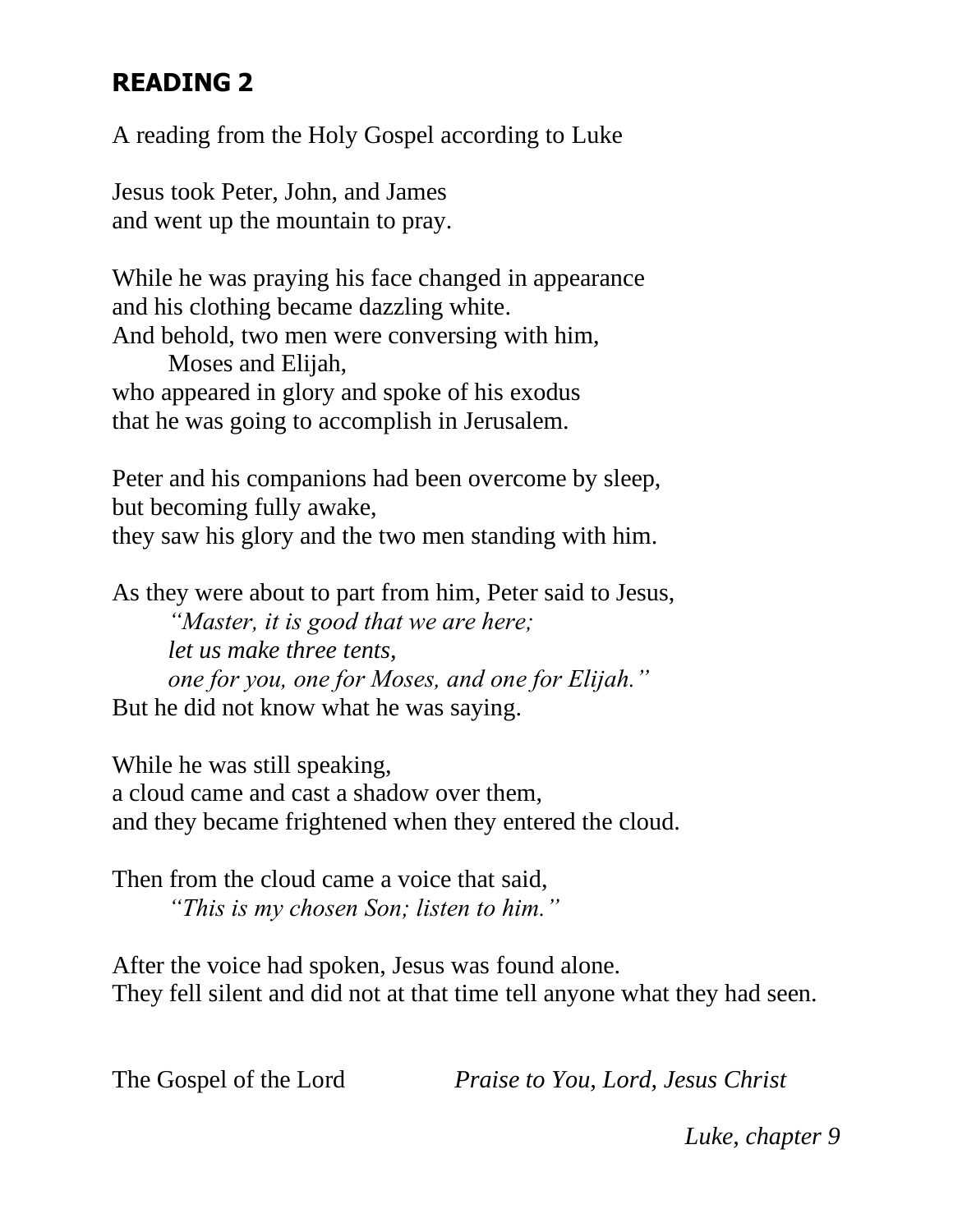## READING 2

A reading from the Holy Gospel according to Luke

Jesus took Peter, John, and James
and went up the mountain to pray.

While he was praying his face changed in appearance
and his clothing became dazzling white.
And behold, two men were conversing with him,
  Moses and Elijah,
who appeared in glory and spoke of his exodus
that he was going to accomplish in Jerusalem.

Peter and his companions had been overcome by sleep,
but becoming fully awake,
they saw his glory and the two men standing with him.

As they were about to part from him, Peter said to Jesus,
  *"Master, it is good that we are here;*
  *let us make three tents,*
  *one for you, one for Moses, and one for Elijah."*
But he did not know what he was saying.

While he was still speaking,
a cloud came and cast a shadow over them,
and they became frightened when they entered the cloud.

Then from the cloud came a voice that said,
  *"This is my chosen Son; listen to him."*

After the voice had spoken, Jesus was found alone.
They fell silent and did not at that time tell anyone what they had seen.

The Gospel of the Lord    *Praise to You, Lord, Jesus Christ*

*Luke, chapter 9*